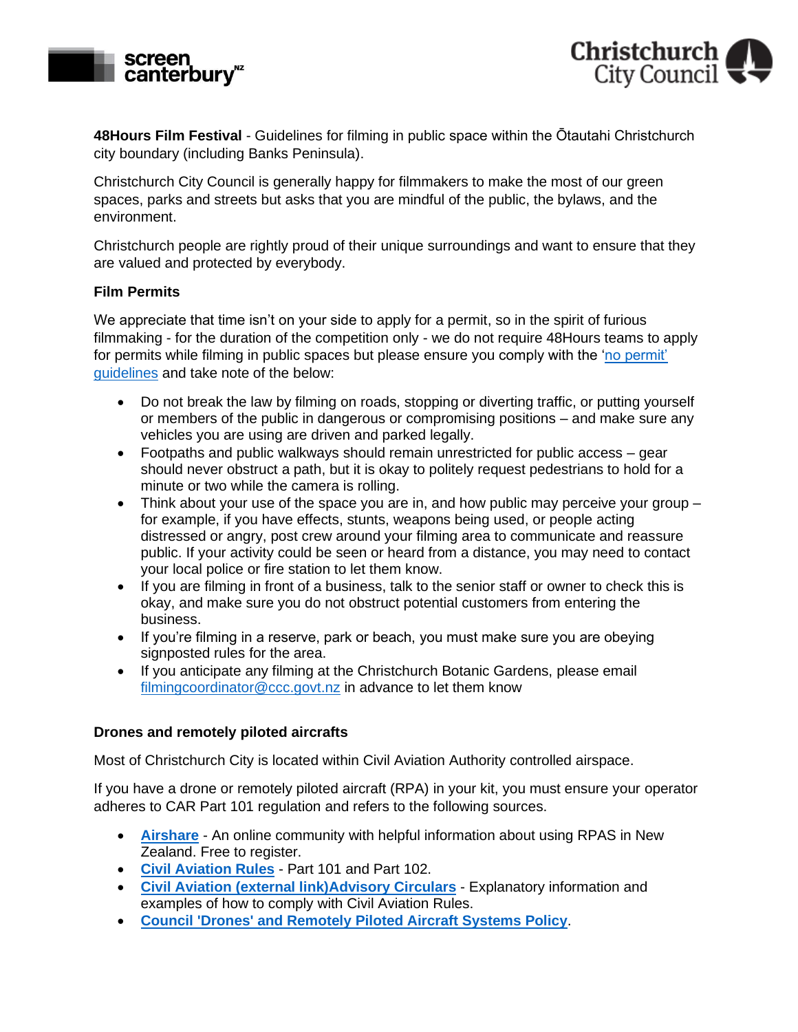**48Hours Film Festival** - Guidelines for filming in public space within the Ōtautahi Christchurch city boundary (including Banks Peninsula).

Christchurch City Council is generally happy for filmmakers to make the most of our green spaces, parks and streets but asks that you are mindful of the public, the bylaws, and the environment.

Christchurch people are rightly proud of their unique surroundings and want to ensure that they are valued and protected by everybody.

**Film Permits**

We appreciate that time isn't on your side to apply for a permit, so in the spirit of furious filmmaking - for the duration of the competition only - we do not require 48Hours teams to apply for permits while filming in public spaces but please ensure you comply with the 'no permit' guidelines and take note of the below:

- Do not break the law by filming on roads, stopping or diverting traffic, or putting yourself or members of the public in dangerous or compromising positions – and make sure any vehicles you are using are driven and parked legally.
- Footpaths and public walkways should remain unrestricted for public access – gear should never obstruct a path, but it is okay to politely request pedestrians to hold for a minute or two while the camera is rolling.
- Think about your use of the space you are in, and how public may perceive your group – for example, if you have effects, stunts, weapons being used, or people acting distressed or angry, post crew around your filming area to communicate and reassure public. If your activity could be seen or heard from a distance, you may need to contact your local police or fire station to let them know.
- If you are filming in front of a business, talk to the senior staff or owner to check this is okay, and make sure you do not obstruct potential customers from entering the business.
- If you're filming in a reserve, park or beach, you must make sure you are obeying signposted rules for the area.
- If you anticipate any filming at the Christchurch Botanic Gardens, please email filmingcoordinator@ccc.govt.nz in advance to let them know

**Drones and remotely piloted aircrafts**

Most of Christchurch City is located within Civil Aviation Authority controlled airspace.

If you have a drone or remotely piloted aircraft (RPA) in your kit, you must ensure your operator adheres to CAR Part 101 regulation and refers to the following sources.

- **Airshare** - An online community with helpful information about using RPAS in New Zealand. Free to register.
- **Civil Aviation Rules** - Part 101 and Part 102.
- **Civil Aviation (external link)Advisory Circulars** - Explanatory information and examples of how to comply with Civil Aviation Rules.
- **Council 'Drones' and Remotely Piloted Aircraft Systems Policy**.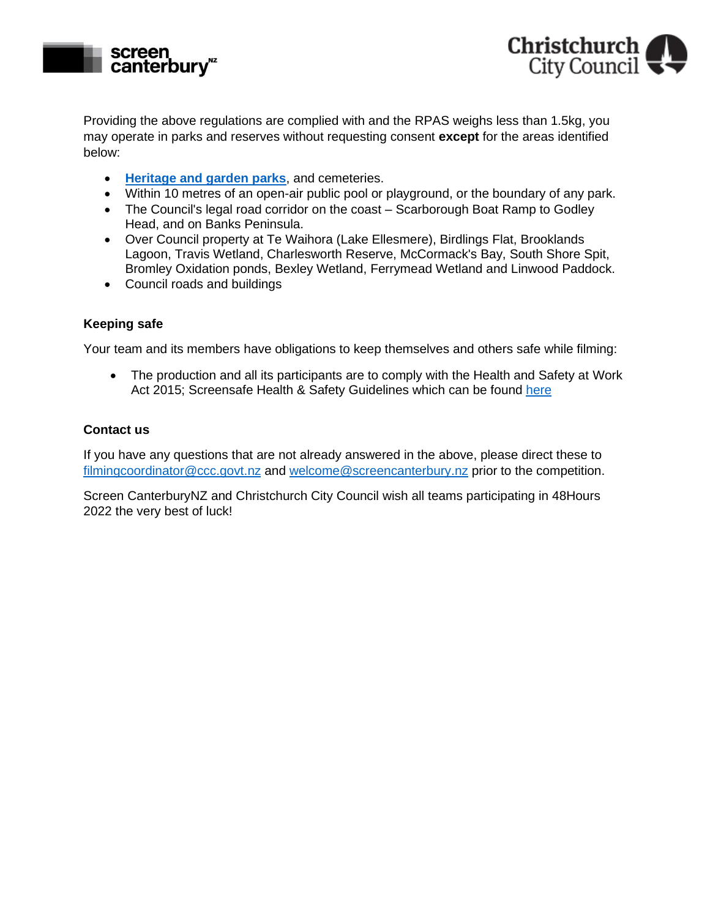Providing the above regulations are complied with and the RPAS weighs less than 1.5kg, you may operate in parks and reserves without requesting consent **except** for the areas identified below:

- **Heritage and garden parks**, and cemeteries.
- Within 10 metres of an open-air public pool or playground, or the boundary of any park.
- The Council's legal road corridor on the coast – Scarborough Boat Ramp to Godley Head, and on Banks Peninsula.
- Over Council property at Te Waihora (Lake Ellesmere), Birdlings Flat, Brooklands Lagoon, Travis Wetland, Charlesworth Reserve, McCormack's Bay, South Shore Spit, Bromley Oxidation ponds, Bexley Wetland, Ferrymead Wetland and Linwood Paddock.
- Council roads and buildings

### Keeping safe

Your team and its members have obligations to keep themselves and others safe while filming:

- The production and all its participants are to comply with the Health and Safety at Work Act 2015; Screensafe Health & Safety Guidelines which can be found here

### Contact us

If you have any questions that are not already answered in the above, please direct these to filmingcoordinator@ccc.govt.nz and welcome@screencanterbury.nz prior to the competition.

Screen CanterburyNZ and Christchurch City Council wish all teams participating in 48Hours 2022 the very best of luck!